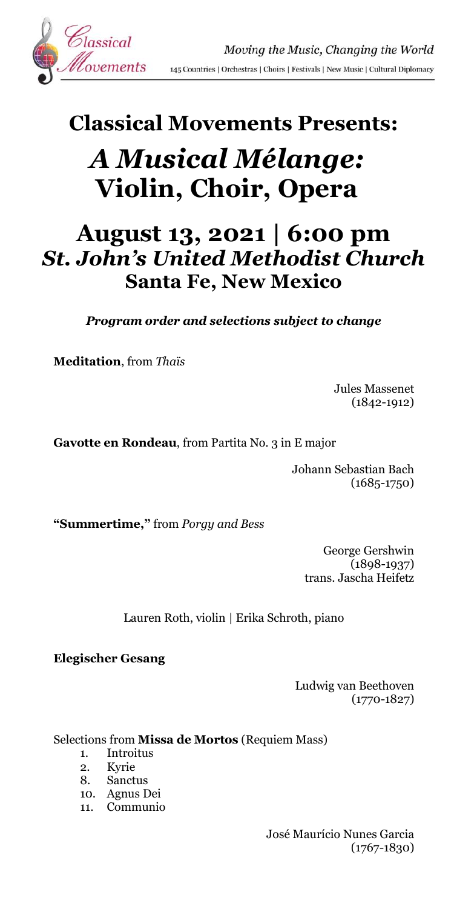# Classical Movements Presents:

# *A Musical Mélange:* Violin, Choir, Opera

## August 13, 2021 | 6:00 pm
## *St. John's United Methodist Church*
### Santa Fe, New Mexico

***Program order and selections subject to change***

**Meditation**, from *Thaïs*

Jules Massenet
(1842-1912)

**Gavotte en Rondeau**, from Partita No. 3 in E major

Johann Sebastian Bach
(1685-1750)

**"Summertime,"** from *Porgy and Bess*

George Gershwin
(1898-1937)
trans. Jascha Heifetz

Lauren Roth, violin | Erika Schroth, piano

**Elegischer Gesang**

Ludwig van Beethoven
(1770-1827)

Selections from **Missa de Mortos** (Requiem Mass)

1. Introitus
2. Kyrie
8. Sanctus
10. Agnus Dei
11. Communio

José Maurício Nunes Garcia
(1767-1830)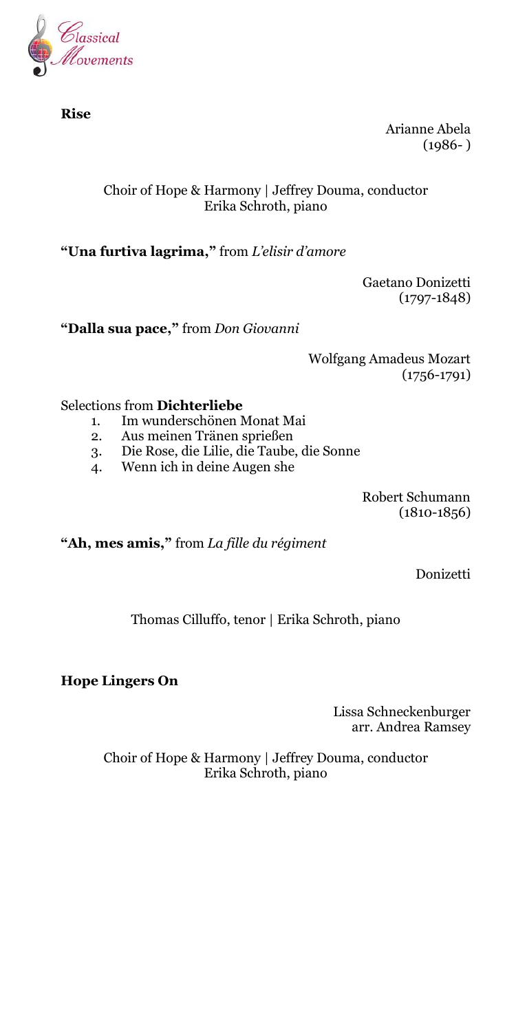**Rise**

Arianne Abela
(1986- )

Choir of Hope & Harmony | Jeffrey Douma, conductor
Erika Schroth, piano

**"Una furtiva lagrima,"** from *L'elisir d'amore*

Gaetano Donizetti
(1797-1848)

**"Dalla sua pace,"** from *Don Giovanni*

Wolfgang Amadeus Mozart
(1756-1791)

Selections from **Dichterliebe**

1. Im wunderschönen Monat Mai
2. Aus meinen Tränen sprießen
3. Die Rose, die Lilie, die Taube, die Sonne
4. Wenn ich in deine Augen she

Robert Schumann
(1810-1856)

**"Ah, mes amis,"** from *La fille du régiment*

Donizetti

Thomas Cilluffo, tenor | Erika Schroth, piano

**Hope Lingers On**

Lissa Schneckenburger
arr. Andrea Ramsey

Choir of Hope & Harmony | Jeffrey Douma, conductor
Erika Schroth, piano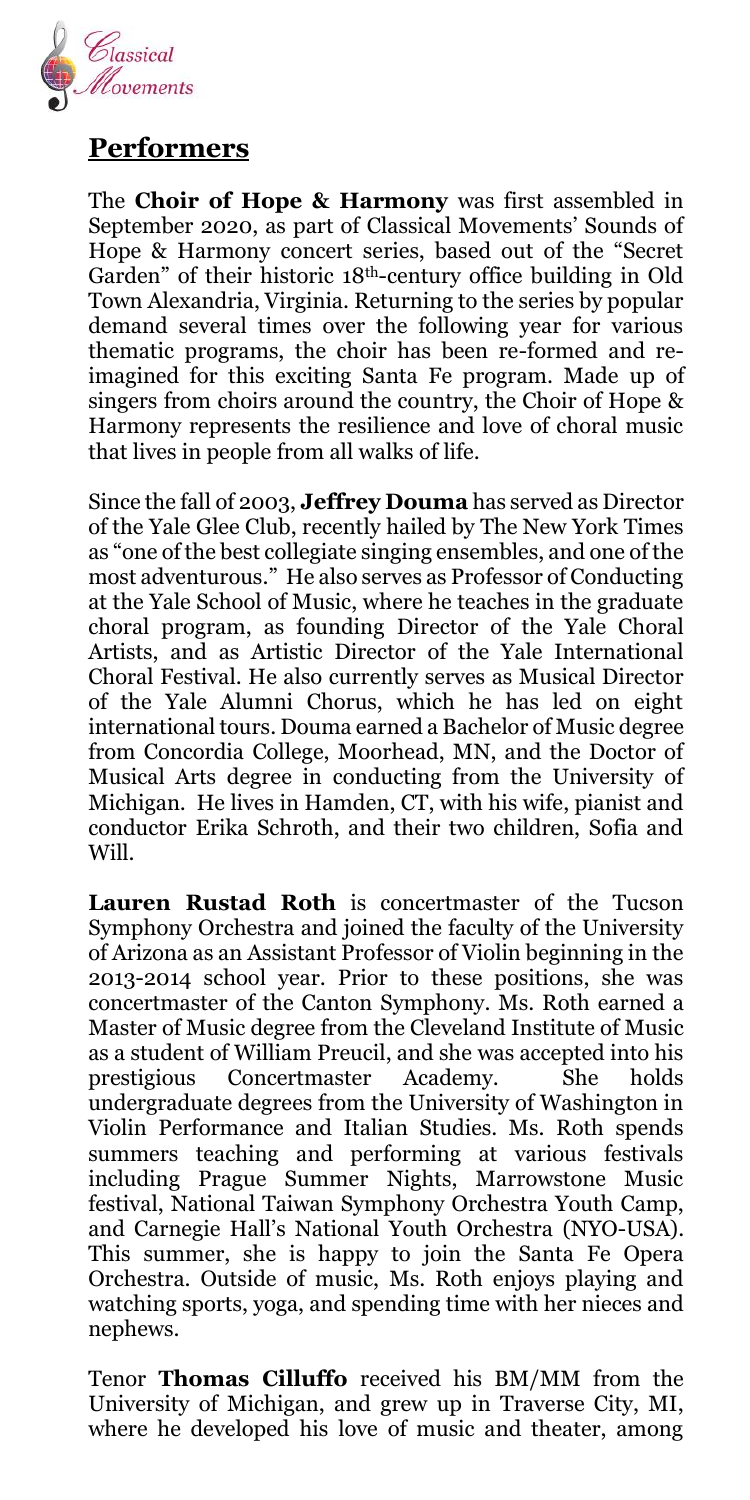## Performers

The **Choir of Hope & Harmony** was first assembled in September 2020, as part of Classical Movements' Sounds of Hope & Harmony concert series, based out of the "Secret Garden" of their historic 18th-century office building in Old Town Alexandria, Virginia. Returning to the series by popular demand several times over the following year for various thematic programs, the choir has been re-formed and re-imagined for this exciting Santa Fe program. Made up of singers from choirs around the country, the Choir of Hope & Harmony represents the resilience and love of choral music that lives in people from all walks of life.

Since the fall of 2003, **Jeffrey Douma** has served as Director of the Yale Glee Club, recently hailed by The New York Times as "one of the best collegiate singing ensembles, and one of the most adventurous." He also serves as Professor of Conducting at the Yale School of Music, where he teaches in the graduate choral program, as founding Director of the Yale Choral Artists, and as Artistic Director of the Yale International Choral Festival. He also currently serves as Musical Director of the Yale Alumni Chorus, which he has led on eight international tours. Douma earned a Bachelor of Music degree from Concordia College, Moorhead, MN, and the Doctor of Musical Arts degree in conducting from the University of Michigan. He lives in Hamden, CT, with his wife, pianist and conductor Erika Schroth, and their two children, Sofia and Will.

**Lauren Rustad Roth** is concertmaster of the Tucson Symphony Orchestra and joined the faculty of the University of Arizona as an Assistant Professor of Violin beginning in the 2013-2014 school year. Prior to these positions, she was concertmaster of the Canton Symphony. Ms. Roth earned a Master of Music degree from the Cleveland Institute of Music as a student of William Preucil, and she was accepted into his prestigious Concertmaster Academy. She holds undergraduate degrees from the University of Washington in Violin Performance and Italian Studies. Ms. Roth spends summers teaching and performing at various festivals including Prague Summer Nights, Marrowstone Music festival, National Taiwan Symphony Orchestra Youth Camp, and Carnegie Hall's National Youth Orchestra (NYO-USA). This summer, she is happy to join the Santa Fe Opera Orchestra. Outside of music, Ms. Roth enjoys playing and watching sports, yoga, and spending time with her nieces and nephews.

Tenor **Thomas Cilluffo** received his BM/MM from the University of Michigan, and grew up in Traverse City, MI, where he developed his love of music and theater, among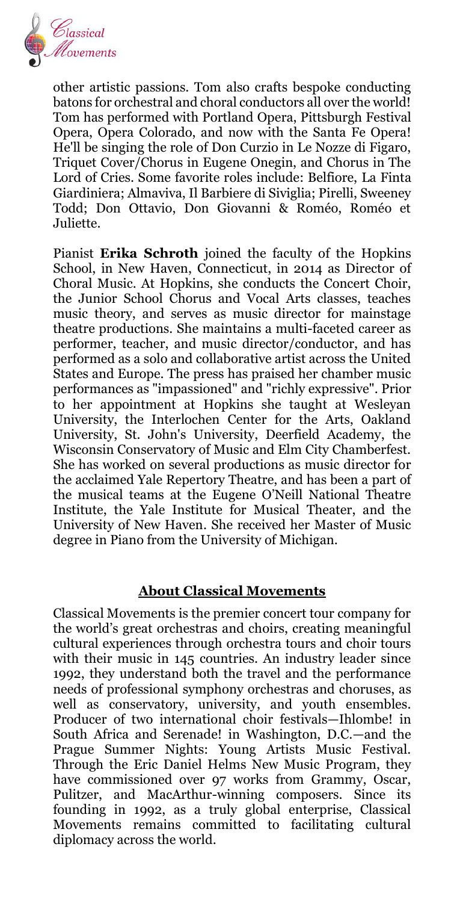other artistic passions. Tom also crafts bespoke conducting batons for orchestral and choral conductors all over the world! Tom has performed with Portland Opera, Pittsburgh Festival Opera, Opera Colorado, and now with the Santa Fe Opera! He'll be singing the role of Don Curzio in Le Nozze di Figaro, Triquet Cover/Chorus in Eugene Onegin, and Chorus in The Lord of Cries. Some favorite roles include: Belfiore, La Finta Giardiniera; Almaviva, Il Barbiere di Siviglia; Pirelli, Sweeney Todd; Don Ottavio, Don Giovanni & Roméo, Roméo et Juliette.

Pianist **Erika Schroth** joined the faculty of the Hopkins School, in New Haven, Connecticut, in 2014 as Director of Choral Music. At Hopkins, she conducts the Concert Choir, the Junior School Chorus and Vocal Arts classes, teaches music theory, and serves as music director for mainstage theatre productions. She maintains a multi-faceted career as performer, teacher, and music director/conductor, and has performed as a solo and collaborative artist across the United States and Europe. The press has praised her chamber music performances as "impassioned" and "richly expressive". Prior to her appointment at Hopkins she taught at Wesleyan University, the Interlochen Center for the Arts, Oakland University, St. John's University, Deerfield Academy, the Wisconsin Conservatory of Music and Elm City Chamberfest. She has worked on several productions as music director for the acclaimed Yale Repertory Theatre, and has been a part of the musical teams at the Eugene O'Neill National Theatre Institute, the Yale Institute for Musical Theater, and the University of New Haven. She received her Master of Music degree in Piano from the University of Michigan.

## About Classical Movements

Classical Movements is the premier concert tour company for the world's great orchestras and choirs, creating meaningful cultural experiences through orchestra tours and choir tours with their music in 145 countries. An industry leader since 1992, they understand both the travel and the performance needs of professional symphony orchestras and choruses, as well as conservatory, university, and youth ensembles. Producer of two international choir festivals—Ihlombe! in South Africa and Serenade! in Washington, D.C.—and the Prague Summer Nights: Young Artists Music Festival. Through the Eric Daniel Helms New Music Program, they have commissioned over 97 works from Grammy, Oscar, Pulitzer, and MacArthur-winning composers. Since its founding in 1992, as a truly global enterprise, Classical Movements remains committed to facilitating cultural diplomacy across the world.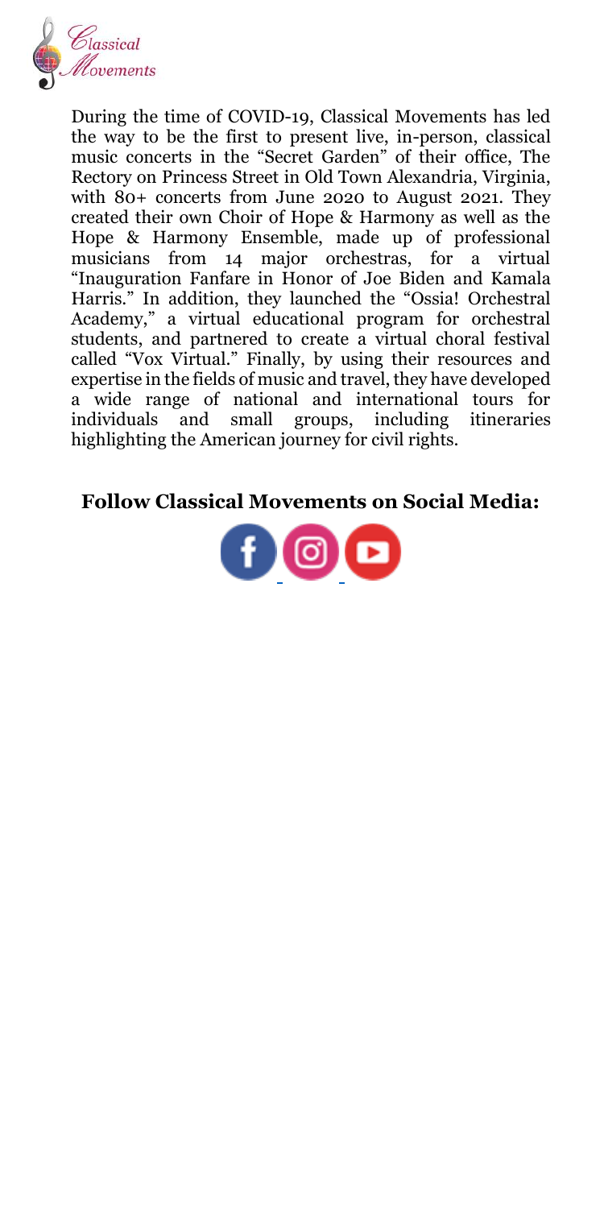During the time of COVID-19, Classical Movements has led the way to be the first to present live, in-person, classical music concerts in the "Secret Garden" of their office, The Rectory on Princess Street in Old Town Alexandria, Virginia, with 80+ concerts from June 2020 to August 2021. They created their own Choir of Hope & Harmony as well as the Hope & Harmony Ensemble, made up of professional musicians from 14 major orchestras, for a virtual "Inauguration Fanfare in Honor of Joe Biden and Kamala Harris." In addition, they launched the "Ossia! Orchestral Academy," a virtual educational program for orchestral students, and partnered to create a virtual choral festival called "Vox Virtual." Finally, by using their resources and expertise in the fields of music and travel, they have developed a wide range of national and international tours for individuals and small groups, including itineraries highlighting the American journey for civil rights.

**Follow Classical Movements on Social Media:**